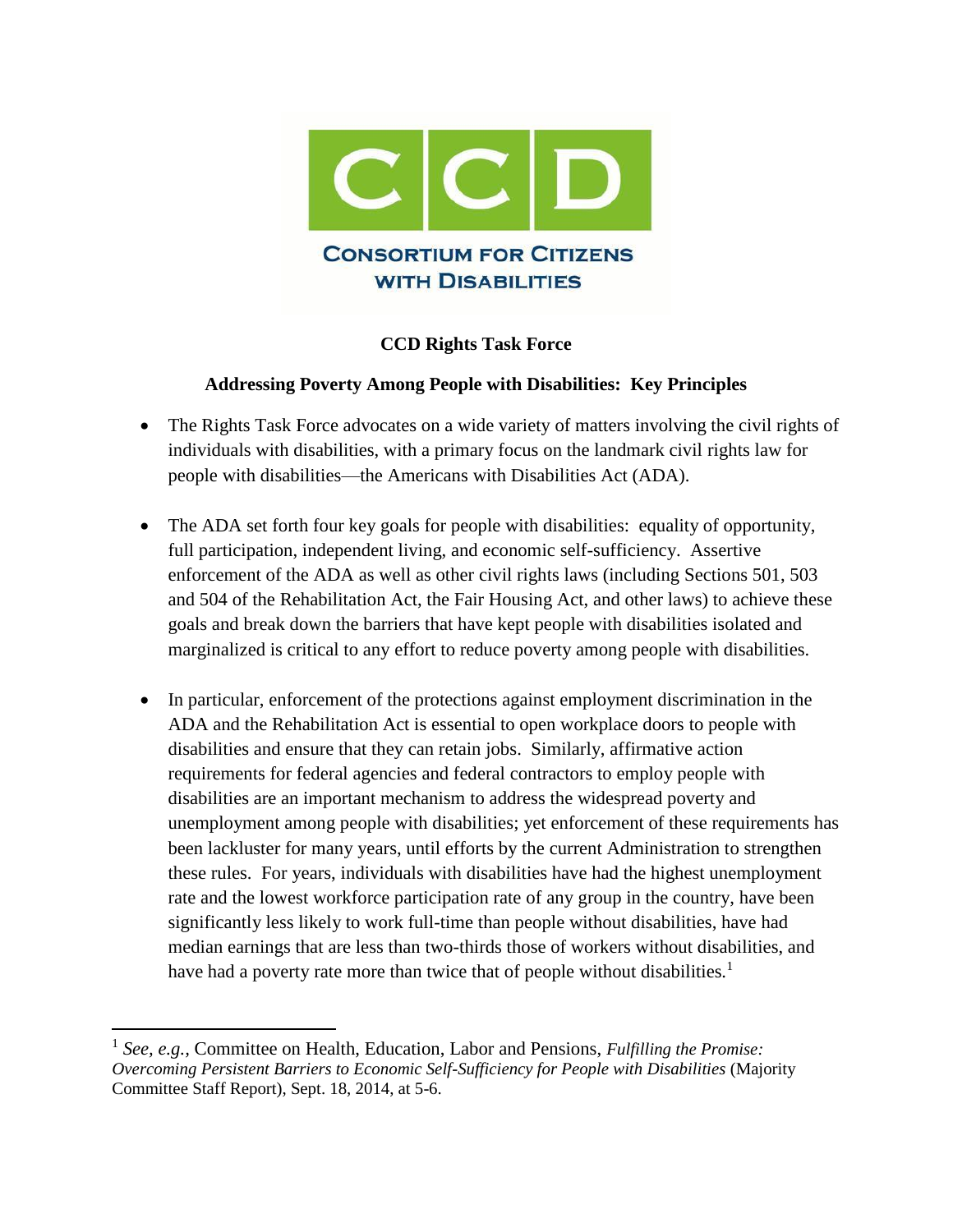CONSORTIUM FOR CITIZENS WITH DISABILITIES

**CCD Rights Task Force**

**Addressing Poverty Among People with Disabilities: Key Principles**

- The Rights Task Force advocates on a wide variety of matters involving the civil rights of individuals with disabilities, with a primary focus on the landmark civil rights law for people with disabilities—the Americans with Disabilities Act (ADA).

- The ADA set forth four key goals for people with disabilities: equality of opportunity, full participation, independent living, and economic self-sufficiency. Assertive enforcement of the ADA as well as other civil rights laws (including Sections 501, 503 and 504 of the Rehabilitation Act, the Fair Housing Act, and other laws) to achieve these goals and break down the barriers that have kept people with disabilities isolated and marginalized is critical to any effort to reduce poverty among people with disabilities.

- In particular, enforcement of the protections against employment discrimination in the ADA and the Rehabilitation Act is essential to open workplace doors to people with disabilities and ensure that they can retain jobs. Similarly, affirmative action requirements for federal agencies and federal contractors to employ people with disabilities are an important mechanism to address the widespread poverty and unemployment among people with disabilities; yet enforcement of these requirements has been lackluster for many years, until efforts by the current Administration to strengthen these rules. For years, individuals with disabilities have had the highest unemployment rate and the lowest workforce participation rate of any group in the country, have been significantly less likely to work full-time than people without disabilities, have had median earnings that are less than two-thirds those of workers without disabilities, and have had a poverty rate more than twice that of people without disabilities.[1]

[1] *See, e.g.*, Committee on Health, Education, Labor and Pensions, *Fulfilling the Promise: Overcoming Persistent Barriers to Economic Self-Sufficiency for People with Disabilities* (Majority Committee Staff Report), Sept. 18, 2014, at 5-6.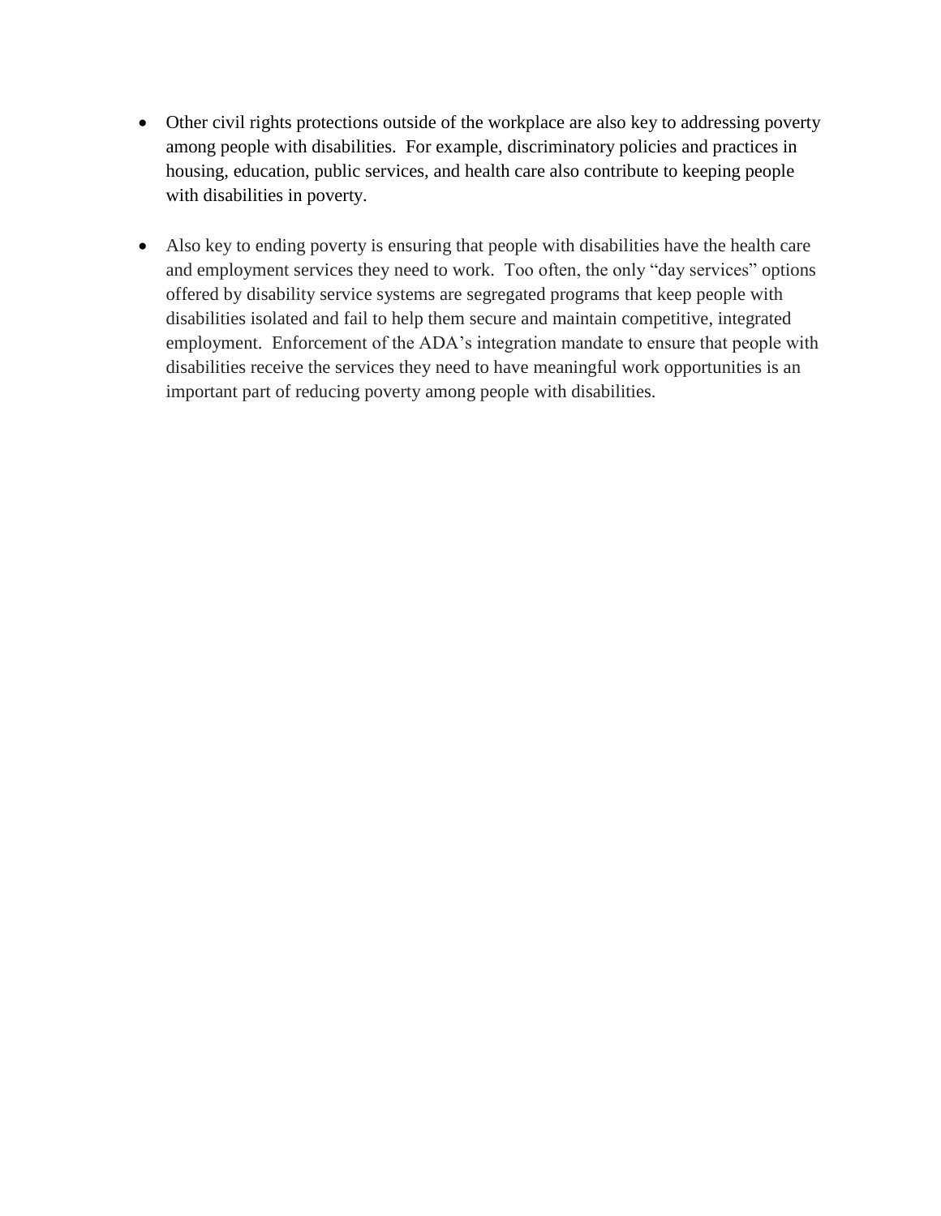- Other civil rights protections outside of the workplace are also key to addressing poverty among people with disabilities. For example, discriminatory policies and practices in housing, education, public services, and health care also contribute to keeping people with disabilities in poverty.

- Also key to ending poverty is ensuring that people with disabilities have the health care and employment services they need to work. Too often, the only "day services" options offered by disability service systems are segregated programs that keep people with disabilities isolated and fail to help them secure and maintain competitive, integrated employment. Enforcement of the ADA's integration mandate to ensure that people with disabilities receive the services they need to have meaningful work opportunities is an important part of reducing poverty among people with disabilities.